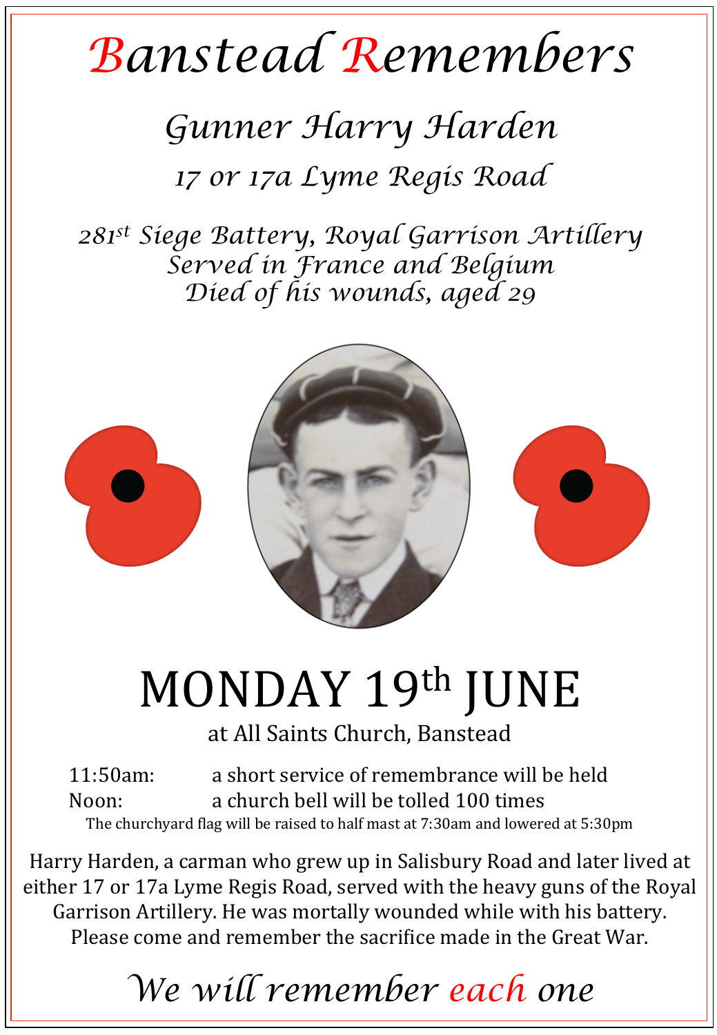# Banstead Remembers

## Gunner Harry Harden

### 17 or 17a Lyme Regis Road

*281st Siege Battery, Royal Garrison Artillery*
*Served in France and Belgium*
*Died of his wounds, aged 29*

# MONDAY 19th JUNE

at All Saints Church, Banstead

11:50am: a short service of remembrance will be held
Noon: a church bell will be tolled 100 times

The churchyard flag will be raised to half mast at 7:30am and lowered at 5:30pm

Harry Harden, a carman who grew up in Salisbury Road and later lived at either 17 or 17a Lyme Regis Road, served with the heavy guns of the Royal Garrison Artillery. He was mortally wounded while with his battery. Please come and remember the sacrifice made in the Great War.

*We will remember each one*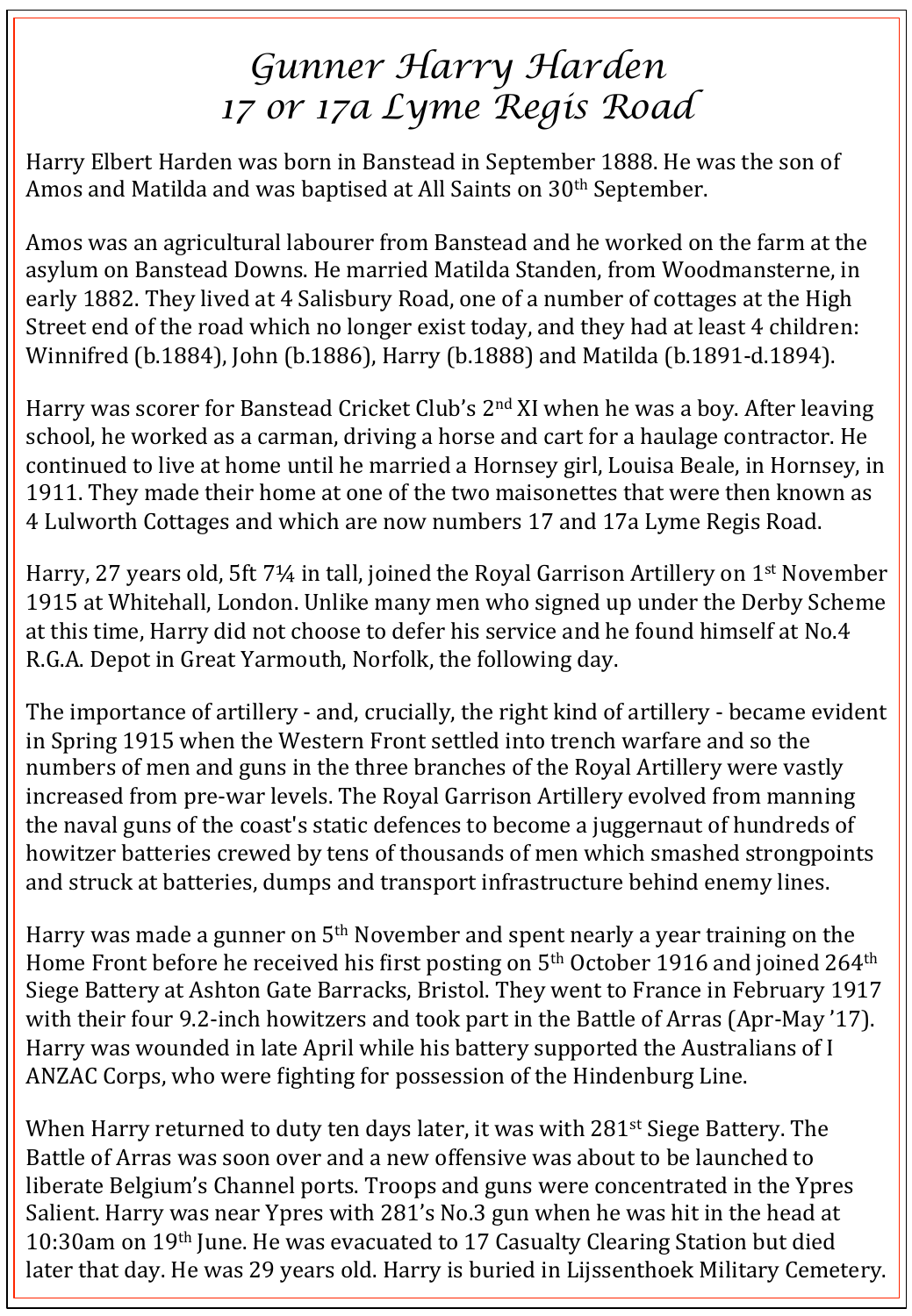# Gunner Harry Harden
# 17 or 17a Lyme Regis Road

Harry Elbert Harden was born in Banstead in September 1888. He was the son of Amos and Matilda and was baptised at All Saints on 30th September.

Amos was an agricultural labourer from Banstead and he worked on the farm at the asylum on Banstead Downs. He married Matilda Standen, from Woodmansterne, in early 1882. They lived at 4 Salisbury Road, one of a number of cottages at the High Street end of the road which no longer exist today, and they had at least 4 children: Winnifred (b.1884), John (b.1886), Harry (b.1888) and Matilda (b.1891-d.1894).

Harry was scorer for Banstead Cricket Club's 2nd XI when he was a boy. After leaving school, he worked as a carman, driving a horse and cart for a haulage contractor. He continued to live at home until he married a Hornsey girl, Louisa Beale, in Hornsey, in 1911. They made their home at one of the two maisonettes that were then known as 4 Lulworth Cottages and which are now numbers 17 and 17a Lyme Regis Road.

Harry, 27 years old, 5ft 7¼ in tall, joined the Royal Garrison Artillery on 1st November 1915 at Whitehall, London. Unlike many men who signed up under the Derby Scheme at this time, Harry did not choose to defer his service and he found himself at No.4 R.G.A. Depot in Great Yarmouth, Norfolk, the following day.

The importance of artillery - and, crucially, the right kind of artillery - became evident in Spring 1915 when the Western Front settled into trench warfare and so the numbers of men and guns in the three branches of the Royal Artillery were vastly increased from pre-war levels. The Royal Garrison Artillery evolved from manning the naval guns of the coast's static defences to become a juggernaut of hundreds of howitzer batteries crewed by tens of thousands of men which smashed strongpoints and struck at batteries, dumps and transport infrastructure behind enemy lines.

Harry was made a gunner on 5th November and spent nearly a year training on the Home Front before he received his first posting on 5th October 1916 and joined 264th Siege Battery at Ashton Gate Barracks, Bristol. They went to France in February 1917 with their four 9.2-inch howitzers and took part in the Battle of Arras (Apr-May '17). Harry was wounded in late April while his battery supported the Australians of I ANZAC Corps, who were fighting for possession of the Hindenburg Line.

When Harry returned to duty ten days later, it was with 281st Siege Battery. The Battle of Arras was soon over and a new offensive was about to be launched to liberate Belgium's Channel ports. Troops and guns were concentrated in the Ypres Salient. Harry was near Ypres with 281's No.3 gun when he was hit in the head at 10:30am on 19th June. He was evacuated to 17 Casualty Clearing Station but died later that day. He was 29 years old. Harry is buried in Lijssenthoek Military Cemetery.